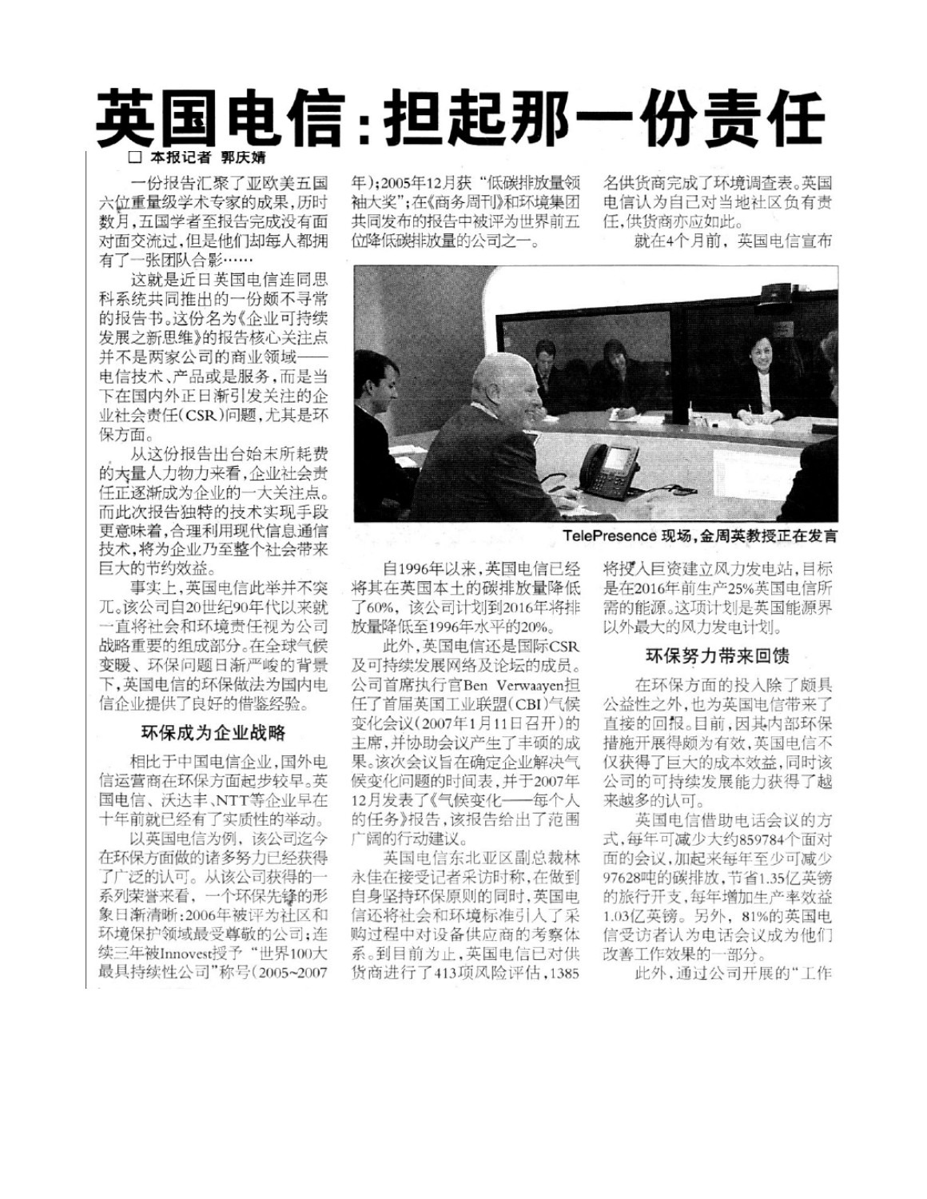# 英国电信：担起那一份责任

□ 本报记者 郭庆婧

一份报告汇聚了亚欧美五国六位重量级学术专家的成果，历时数月，五国学者至报告完成没有面对面交流过，但是他们却每人都拥有了一张团队合影……

这就是近日英国电信连同思科系统共同推出的一份颇不寻常的报告书。这份名为《企业可持续发展之新思维》的报告核心关注点并不是两家公司的商业领域——电信技术、产品或是服务，而是当下在国内外正日渐引发关注的企业社会责任(CSR)问题，尤其是环保方面。

从这份报告出台始末所耗费的大量人力物力来看，企业社会责任正逐渐成为企业的一大关注点。而此次报告独特的技术实现手段更意味着，合理利用现代信息通信技术，将为企业乃至整个社会带来巨大的节约效益。

事实上，英国电信此举并不突兀。该公司自20世纪90年代以来就一直将社会和环境责任视为公司战略重要的组成部分。在全球气候变暖、环保问题日渐严峻的背景下，英国电信的环保做法为国内电信企业提供了良好的借鉴经验。

### 环保成为企业战略

相比于中国电信企业，国外电信运营商在环保方面起步较早。英国电信、沃达丰、NTT等企业早在十年前就已经有了实质性的举动。

以英国电信为例，该公司迄今在环保方面做的诸多努力已经获得了广泛的认可。从该公司获得的一系列荣誉来看，一个环保先锋的形象日渐清晰：2006年被评为社区和环境保护领域最受尊敬的公司；连续三年被Innovest授予"世界100大最具持续性公司"称号(2005~2007年)；2005年12月获"低碳排放量领袖大奖"；在《商务周刊》和环境集团共同发布的报告中被评为世界前五位降低碳排放量的公司之一。

TelePresence 现场，金周英教授正在发言

自1996年以来，英国电信已经将其在英国本土的碳排放量降低了60%，该公司计划到2016年将排放量降低至1996年水平的20%。

此外，英国电信还是国际CSR及可持续发展网络及论坛的成员。公司首席执行官Ben Verwaayen担任了首届英国工业联盟(CBI)气候变化会议(2007年1月11日召开)的主席，并协助会议产生了丰硕的成果。该次会议旨在确定企业解决气候变化问题的时间表，并于2007年12月发表了《气候变化——每个人的任务》报告，该报告给出了范围广阔的行动建议。

英国电信东北亚区副总裁林永佳在接受记者采访时称，在做到自身坚持环保原则的同时，英国电信还将社会和环境标准引入了采购过程中对设备供应商的考察体系。到目前为止，英国电信已对供货商进行了413项风险评估，1385名供货商完成了环境调查表。英国电信认为自己对当地社区负有责任，供货商亦应如此。

就在4个月前，英国电信宣布将投入巨资建立风力发电站，目标是在2016年前生产25%英国电信所需的能源。这项计划是英国能源界以外最大的风力发电计划。

### 环保努力带来回馈

在环保方面的投入除了颇具公益性之外，也为英国电信带来了直接的回报。目前，因其内部环保措施开展得颇为有效，英国电信不仅获得了巨大的成本效益，同时该公司的可持续发展能力获得了越来越多的认可。

英国电信借助电话会议的方式，每年可减少大约859784个面对面的会议，加起来每年至少可减少97628吨的碳排放，节省1.35亿英镑的旅行开支，每年增加生产率效益1.03亿英镑。另外，81%的英国电信受访者认为电话会议成为他们改善工作效果的一部分。

此外，通过公司开展的"工作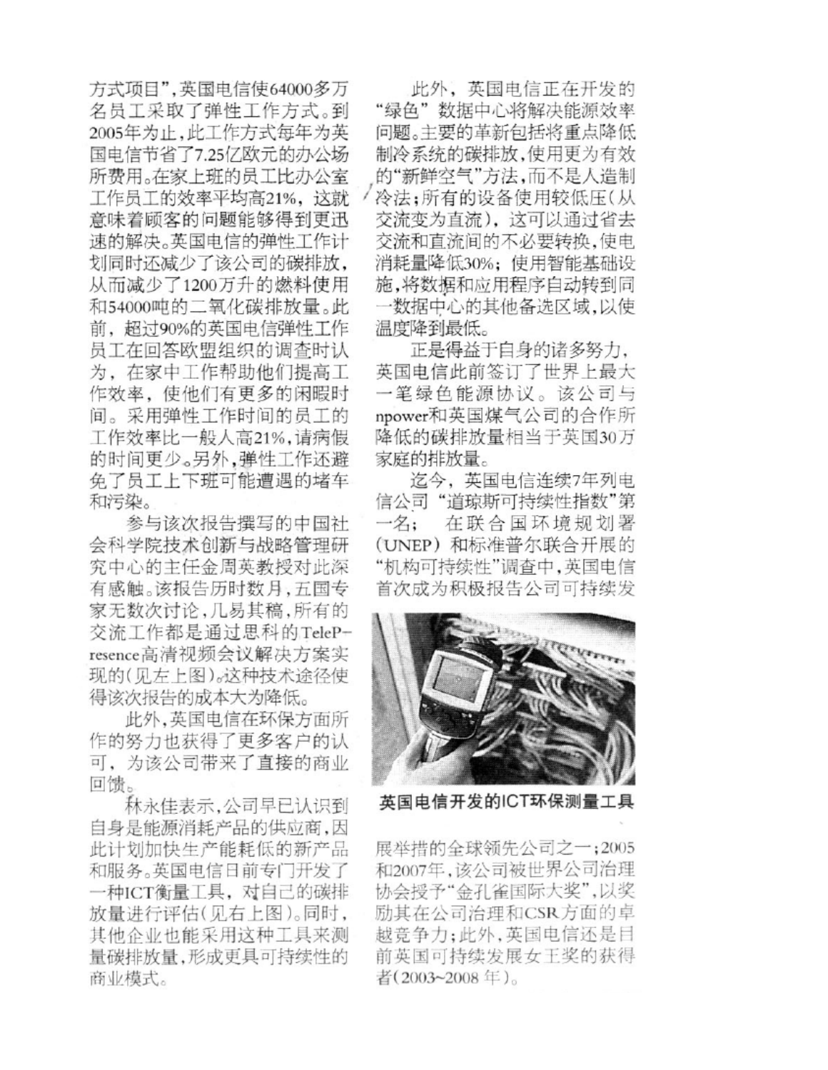方式项目”，英国电信使64000多万名员工采取了弹性工作方式。到2005年为止，此工作方式每年为英国电信节省了7.25亿欧元的办公场所费用。在家上班的员工比办公室工作员工的效率平均高21%，这就意味着顾客的问题能够得到更迅速的解决。英国电信的弹性工作计划同时还减少了该公司的碳排放，从而减少了1200万升的燃料使用和54000吨的二氧化碳排放量。此前，超过90%的英国电信弹性工作员工在回答欧盟组织的调查时认为，在家中工作帮助他们提高工作效率，使他们有更多的闲暇时间。采用弹性工作时间的员工的工作效率比一般人高21%，请病假的时间更少。另外，弹性工作还避免了员工上下班可能遭遇的堵车和污染。

参与该次报告撰写的中国社会科学院技术创新与战略管理研究中心的主任金周英教授对此深有感触。该报告历时数月，五国专家无数次讨论，几易其稿，所有的交流工作都是通过思科的TelePresence高清视频会议解决方案实现的（见左上图）。这种技术途径使得该次报告的成本大为降低。

此外，英国电信在环保方面所作的努力也获得了更多客户的认可，为该公司带来了直接的商业回馈。

林永佳表示，公司早已认识到自身是能源消耗产品的供应商，因此计划加快生产能耗低的新产品和服务。英国电信日前专门开发了一种ICT衡量工具，对自己的碳排放量进行评估（见右上图）。同时，其他企业也能采用这种工具来测量碳排放量，形成更具可持续性的商业模式。

此外，英国电信正在开发的“绿色”数据中心将解决能源效率问题。主要的革新包括将重点降低制冷系统的碳排放，使用更为有效的“新鲜空气”方法，而不是人造制冷法；所有的设备使用较低压（从交流变为直流），这可以通过省去交流和直流间的不必要转换，使电消耗量降低30%；使用智能基础设施，将数据和应用程序自动转到同一数据中心的其他备选区域，以使温度降到最低。

正是得益于自身的诸多努力，英国电信此前签订了世界上最大一笔绿色能源协议。该公司与npower和英国煤气公司的合作所降低的碳排放量相当于英国30万家庭的排放量。

迄今，英国电信连续7年列电信公司“道琼斯可持续性指数”第一名；在联合国环境规划署（UNEP）和标准普尔联合开展的“机构可持续性”调查中，英国电信首次成为积极报告公司可持续发展举措的全球领先公司之一；2005和2007年，该公司被世界公司治理协会授予“金孔雀国际大奖”，以奖励其在公司治理和CSR方面的卓越竞争力；此外，英国电信还是目前英国可持续发展女王奖的获得者（2003~2008年）。

**英国电信开发的ICT环保测量工具**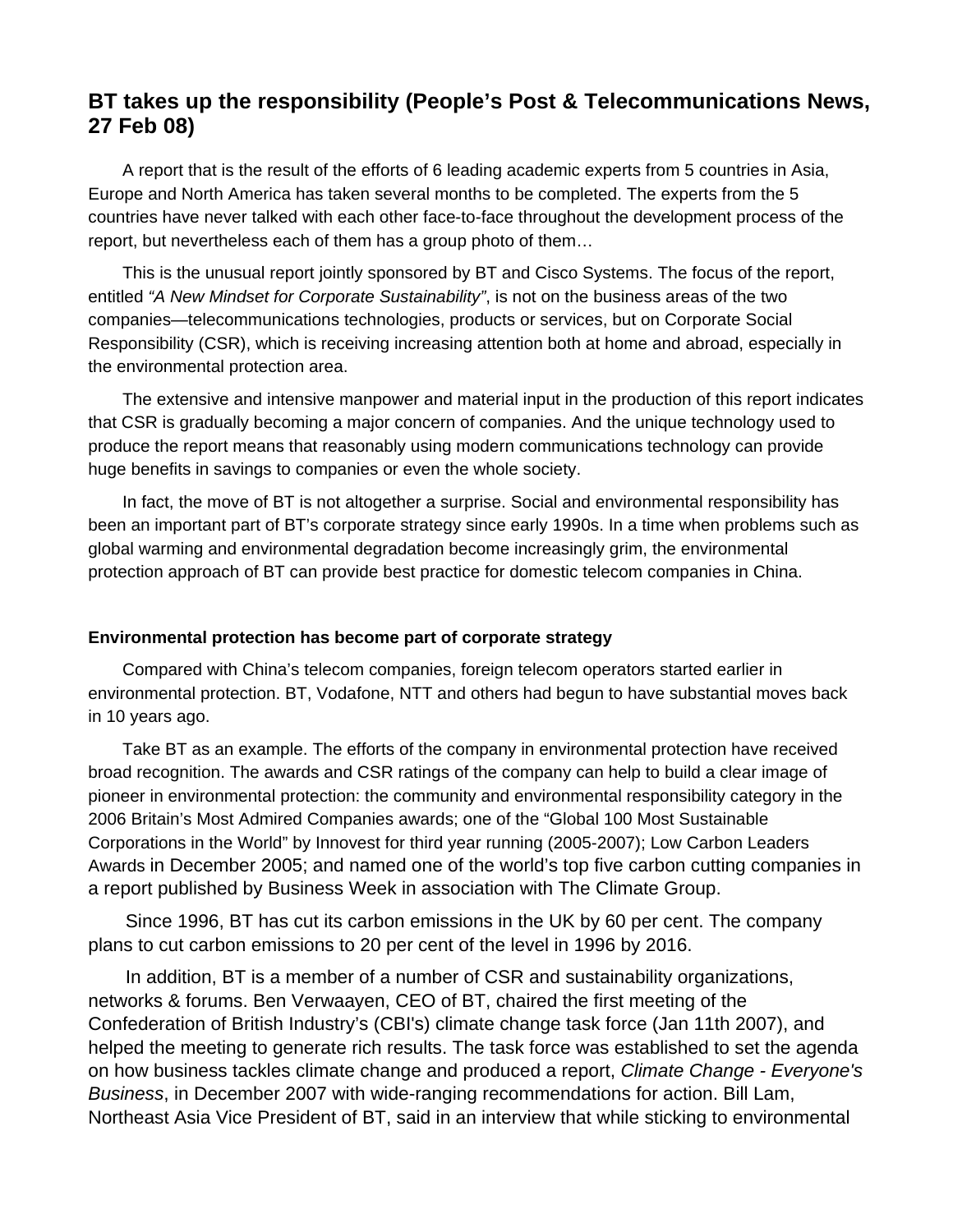## BT takes up the responsibility (People's Post & Telecommunications News, 27 Feb 08)

A report that is the result of the efforts of 6 leading academic experts from 5 countries in Asia, Europe and North America has taken several months to be completed. The experts from the 5 countries have never talked with each other face-to-face throughout the development process of the report, but nevertheless each of them has a group photo of them…

This is the unusual report jointly sponsored by BT and Cisco Systems. The focus of the report, entitled *"A New Mindset for Corporate Sustainability"*, is not on the business areas of the two companies—telecommunications technologies, products or services, but on Corporate Social Responsibility (CSR), which is receiving increasing attention both at home and abroad, especially in the environmental protection area.

The extensive and intensive manpower and material input in the production of this report indicates that CSR is gradually becoming a major concern of companies. And the unique technology used to produce the report means that reasonably using modern communications technology can provide huge benefits in savings to companies or even the whole society.

In fact, the move of BT is not altogether a surprise. Social and environmental responsibility has been an important part of BT's corporate strategy since early 1990s. In a time when problems such as global warming and environmental degradation become increasingly grim, the environmental protection approach of BT can provide best practice for domestic telecom companies in China.

**Environmental protection has become part of corporate strategy**

Compared with China's telecom companies, foreign telecom operators started earlier in environmental protection. BT, Vodafone, NTT and others had begun to have substantial moves back in 10 years ago.

Take BT as an example. The efforts of the company in environmental protection have received broad recognition. The awards and CSR ratings of the company can help to build a clear image of pioneer in environmental protection: the community and environmental responsibility category in the 2006 Britain's Most Admired Companies awards; one of the "Global 100 Most Sustainable Corporations in the World" by Innovest for third year running (2005-2007); Low Carbon Leaders Awards in December 2005; and named one of the world's top five carbon cutting companies in a report published by Business Week in association with The Climate Group.

Since 1996, BT has cut its carbon emissions in the UK by 60 per cent. The company plans to cut carbon emissions to 20 per cent of the level in 1996 by 2016.

In addition, BT is a member of a number of CSR and sustainability organizations, networks & forums. Ben Verwaayen, CEO of BT, chaired the first meeting of the Confederation of British Industry's (CBI's) climate change task force (Jan 11th 2007), and helped the meeting to generate rich results. The task force was established to set the agenda on how business tackles climate change and produced a report, *Climate Change - Everyone's Business*, in December 2007 with wide-ranging recommendations for action. Bill Lam, Northeast Asia Vice President of BT, said in an interview that while sticking to environmental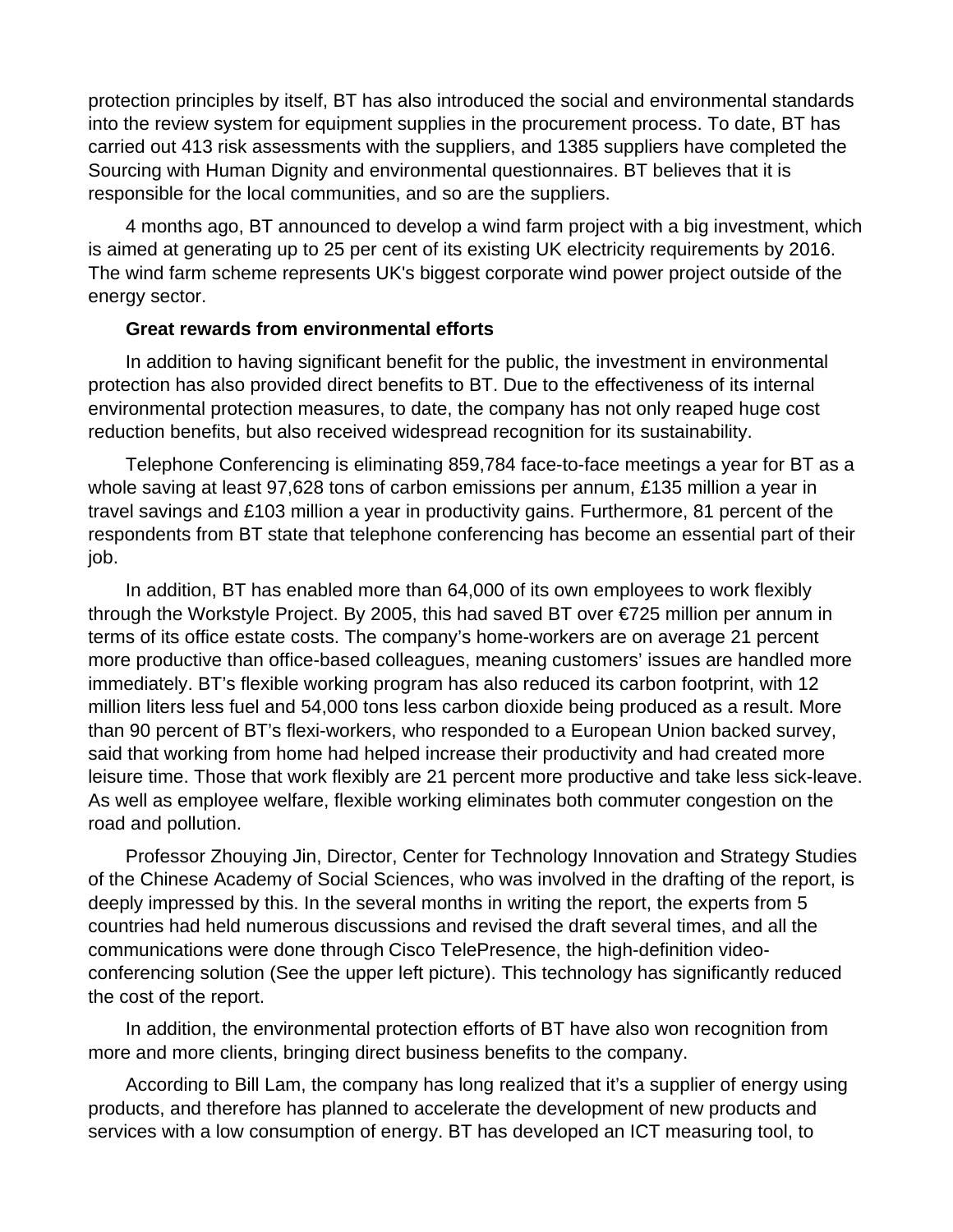protection principles by itself, BT has also introduced the social and environmental standards into the review system for equipment supplies in the procurement process. To date, BT has carried out 413 risk assessments with the suppliers, and 1385 suppliers have completed the Sourcing with Human Dignity and environmental questionnaires. BT believes that it is responsible for the local communities, and so are the suppliers.

4 months ago, BT announced to develop a wind farm project with a big investment, which is aimed at generating up to 25 per cent of its existing UK electricity requirements by 2016. The wind farm scheme represents UK's biggest corporate wind power project outside of the energy sector.

**Great rewards from environmental efforts**

In addition to having significant benefit for the public, the investment in environmental protection has also provided direct benefits to BT. Due to the effectiveness of its internal environmental protection measures, to date, the company has not only reaped huge cost reduction benefits, but also received widespread recognition for its sustainability.

Telephone Conferencing is eliminating 859,784 face-to-face meetings a year for BT as a whole saving at least 97,628 tons of carbon emissions per annum, £135 million a year in travel savings and £103 million a year in productivity gains. Furthermore, 81 percent of the respondents from BT state that telephone conferencing has become an essential part of their job.

In addition, BT has enabled more than 64,000 of its own employees to work flexibly through the Workstyle Project. By 2005, this had saved BT over €725 million per annum in terms of its office estate costs. The company's home-workers are on average 21 percent more productive than office-based colleagues, meaning customers' issues are handled more immediately. BT's flexible working program has also reduced its carbon footprint, with 12 million liters less fuel and 54,000 tons less carbon dioxide being produced as a result. More than 90 percent of BT's flexi-workers, who responded to a European Union backed survey, said that working from home had helped increase their productivity and had created more leisure time. Those that work flexibly are 21 percent more productive and take less sick-leave. As well as employee welfare, flexible working eliminates both commuter congestion on the road and pollution.

Professor Zhouying Jin, Director, Center for Technology Innovation and Strategy Studies of the Chinese Academy of Social Sciences, who was involved in the drafting of the report, is deeply impressed by this. In the several months in writing the report, the experts from 5 countries had held numerous discussions and revised the draft several times, and all the communications were done through Cisco TelePresence, the high-definition video-conferencing solution (See the upper left picture). This technology has significantly reduced the cost of the report.

In addition, the environmental protection efforts of BT have also won recognition from more and more clients, bringing direct business benefits to the company.

According to Bill Lam, the company has long realized that it's a supplier of energy using products, and therefore has planned to accelerate the development of new products and services with a low consumption of energy. BT has developed an ICT measuring tool, to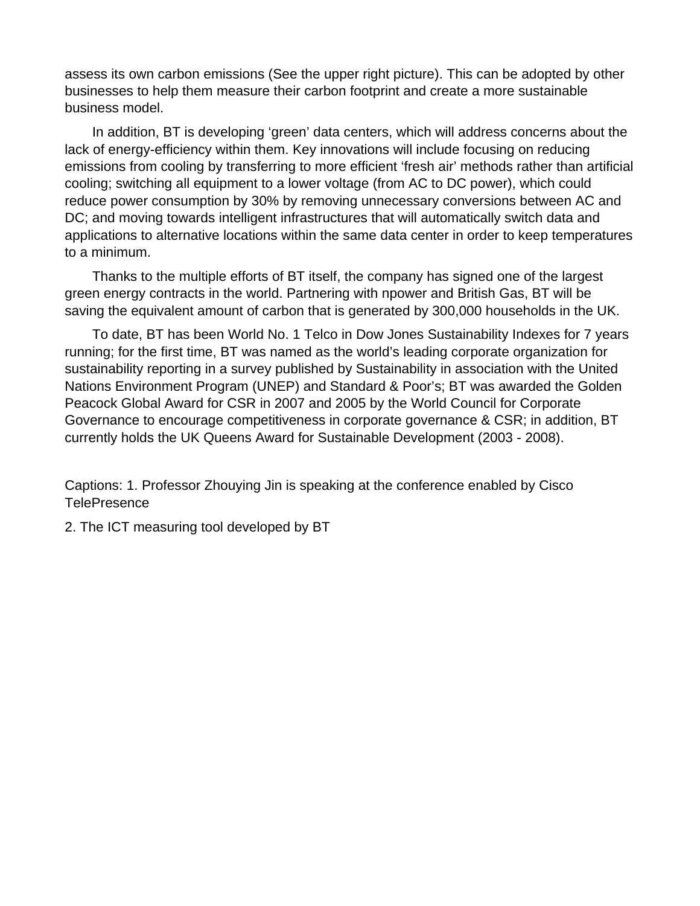assess its own carbon emissions (See the upper right picture). This can be adopted by other businesses to help them measure their carbon footprint and create a more sustainable business model.

In addition, BT is developing 'green' data centers, which will address concerns about the lack of energy-efficiency within them. Key innovations will include focusing on reducing emissions from cooling by transferring to more efficient 'fresh air' methods rather than artificial cooling; switching all equipment to a lower voltage (from AC to DC power), which could reduce power consumption by 30% by removing unnecessary conversions between AC and DC; and moving towards intelligent infrastructures that will automatically switch data and applications to alternative locations within the same data center in order to keep temperatures to a minimum.

Thanks to the multiple efforts of BT itself, the company has signed one of the largest green energy contracts in the world. Partnering with npower and British Gas, BT will be saving the equivalent amount of carbon that is generated by 300,000 households in the UK.

To date, BT has been World No. 1 Telco in Dow Jones Sustainability Indexes for 7 years running; for the first time, BT was named as the world's leading corporate organization for sustainability reporting in a survey published by Sustainability in association with the United Nations Environment Program (UNEP) and Standard & Poor's; BT was awarded the Golden Peacock Global Award for CSR in 2007 and 2005 by the World Council for Corporate Governance to encourage competitiveness in corporate governance & CSR; in addition, BT currently holds the UK Queens Award for Sustainable Development (2003 - 2008).

Captions: 1. Professor Zhouying Jin is speaking at the conference enabled by Cisco TelePresence

2. The ICT measuring tool developed by BT